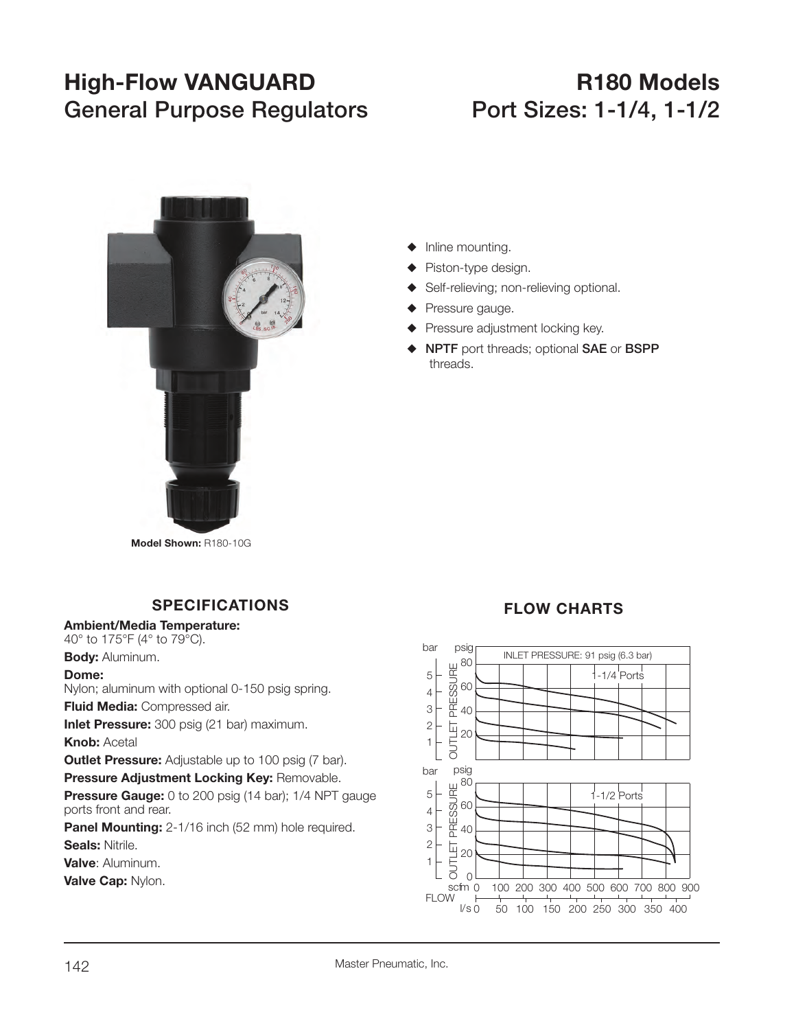# High-Flow VANGUARD General Purpose Regulators

# R180 Models Port Sizes: 1-1/4, 1-1/2

**Model Shown:** R180-10G

- Inline mounting.
- Piston-type design.
- Self-relieving; non-relieving optional.
- Pressure gauge.
- Pressure adjustment locking key.
- **NPTF** port threads; optional **SAE** or **BSPP** threads.

## SPECIFICATIONS

**Ambient/Media Temperature:**
40° to 175°F (4° to 79°C).

**Body:** Aluminum.

**Dome:**
Nylon; aluminum with optional 0-150 psig spring.

**Fluid Media:** Compressed air.

**Inlet Pressure:** 300 psig (21 bar) maximum.

**Knob:** Acetal

**Outlet Pressure:** Adjustable up to 100 psig (7 bar).

**Pressure Adjustment Locking Key:** Removable.

**Pressure Gauge:** 0 to 200 psig (14 bar); 1/4 NPT gauge ports front and rear.

**Panel Mounting:** 2-1/16 inch (52 mm) hole required.

**Seals:** Nitrile.

**Valve**: Aluminum.

**Valve Cap:** Nylon.

## FLOW CHARTS

INLET PRESSURE: 91 psig (6.3 bar)

1-1/4 Ports

1-1/2 Ports

OUTLET PRESSURE (bar, psig)

FLOW (scfm, l/s)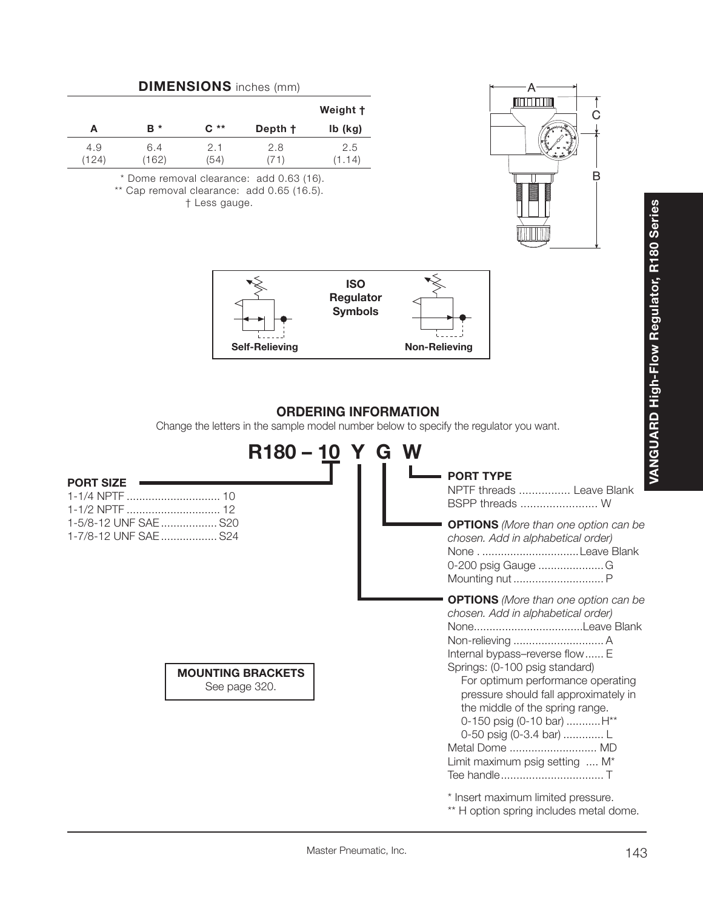## DIMENSIONS inches (mm)

| A | B * | C ** | Depth † | Weight † lb (kg) |
|---|---|---|---|---|
| 4.9 (124) | 6.4 (162) | 2.1 (54) | 2.8 (71) | 2.5 (1.14) |

\* Dome removal clearance: add 0.63 (16).
** Cap removal clearance: add 0.65 (16.5).
† Less gauge.

A
C
B

**ISO Regulator Symbols**

Self-Relieving
Non-Relieving

## ORDERING INFORMATION

Change the letters in the sample model number below to specify the regulator you want.

**R180 – 10 Y G W**

**PORT SIZE**
- 1-1/4 NPTF .............................. 10
- 1-1/2 NPTF .............................. 12
- 1-5/8-12 UNF SAE .................. S20
- 1-7/8-12 UNF SAE .................. S24

**PORT TYPE**
- NPTF threads ................ Leave Blank
- BSPP threads ........................ W

**OPTIONS** *(More than one option can be chosen. Add in alphabetical order)*
- None . ..............................Leave Blank
- 0-200 psig Gauge .....................G
- Mounting nut ............................. P

**OPTIONS** *(More than one option can be chosen. Add in alphabetical order)*
- None..................................Leave Blank
- Non-relieving ............................ A
- Internal bypass–reverse flow...... E
- Springs: (0-100 psig standard)
  For optimum performance operating pressure should fall approximately in the middle of the spring range.
  - 0-150 psig (0-10 bar) ...........H**
  - 0-50 psig (0-3.4 bar) ............. L
- Metal Dome ............................ MD
- Limit maximum psig setting .... M*
- Tee handle................................. T

\* Insert maximum limited pressure.
** H option spring includes metal dome.

**MOUNTING BRACKETS**
See page 320.

Master Pneumatic, Inc.